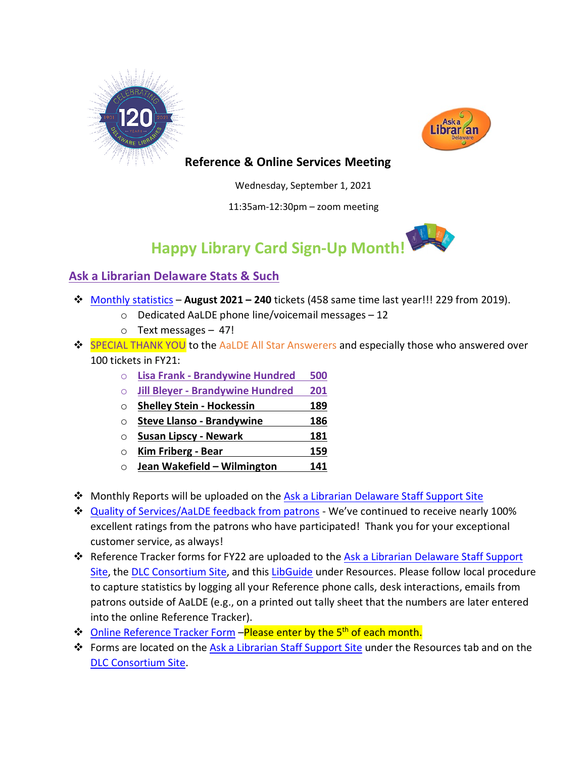# Reference & Online Services Meeting

Wednesday, September 1, 2021

11:35am-12:30pm – zoom meeting

## Happy Library Card Sign-Up Month!

## Ask a Librarian Delaware Stats & Such

- Monthly statistics – **August 2021 – 240** tickets (458 same time last year!!! 229 from 2019).
  - Dedicated AaLDE phone line/voicemail messages – 12
  - Text messages – 47!
- SPECIAL THANK YOU to the AaLDE All Star Answerers and especially those who answered over 100 tickets in FY21:
  - **Lisa Frank - Brandywine Hundred 500**
  - **Jill Bleyer - Brandywine Hundred 201**
  - **Shelley Stein - Hockessin 189**
  - **Steve Llanso - Brandywine 186**
  - **Susan Lipscy - Newark 181**
  - **Kim Friberg - Bear 159**
  - **Jean Wakefield – Wilmington 141**

- Monthly Reports will be uploaded on the Ask a Librarian Delaware Staff Support Site
- Quality of Services/AaLDE feedback from patrons - We've continued to receive nearly 100% excellent ratings from the patrons who have participated! Thank you for your exceptional customer service, as always!
- Reference Tracker forms for FY22 are uploaded to the Ask a Librarian Delaware Staff Support Site, the DLC Consortium Site, and this LibGuide under Resources. Please follow local procedure to capture statistics by logging all your Reference phone calls, desk interactions, emails from patrons outside of AaLDE (e.g., on a printed out tally sheet that the numbers are later entered into the online Reference Tracker).
- Online Reference Tracker Form –Please enter by the 5th of each month.
- Forms are located on the Ask a Librarian Staff Support Site under the Resources tab and on the DLC Consortium Site.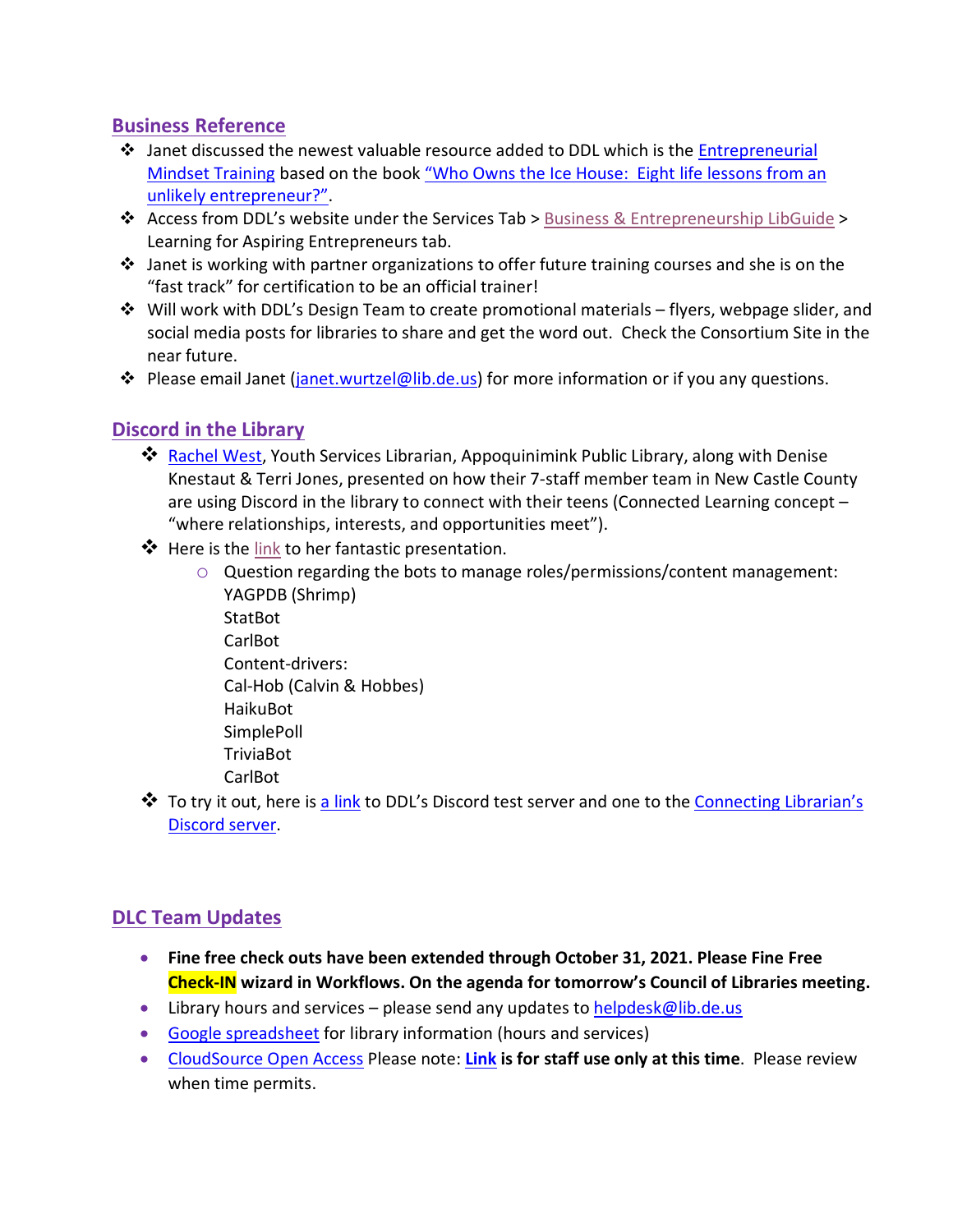## Business Reference

- Janet discussed the newest valuable resource added to DDL which is the Entrepreneurial Mindset Training based on the book "Who Owns the Ice House: Eight life lessons from an unlikely entrepreneur?".
- Access from DDL's website under the Services Tab > Business & Entrepreneurship LibGuide > Learning for Aspiring Entrepreneurs tab.
- Janet is working with partner organizations to offer future training courses and she is on the "fast track" for certification to be an official trainer!
- Will work with DDL's Design Team to create promotional materials – flyers, webpage slider, and social media posts for libraries to share and get the word out. Check the Consortium Site in the near future.
- Please email Janet (janet.wurtzel@lib.de.us) for more information or if you any questions.

## Discord in the Library

- Rachel West, Youth Services Librarian, Appoquinimink Public Library, along with Denise Knestaut & Terri Jones, presented on how their 7-staff member team in New Castle County are using Discord in the library to connect with their teens (Connected Learning concept – "where relationships, interests, and opportunities meet").
- Here is the link to her fantastic presentation.
  - Question regarding the bots to manage roles/permissions/content management:
    YAGPDB (Shrimp)
    StatBot
    CarlBot
    Content-drivers:
    Cal-Hob (Calvin & Hobbes)
    HaikuBot
    SimplePoll
    TriviaBot
    CarlBot
- To try it out, here is a link to DDL's Discord test server and one to the Connecting Librarian's Discord server.

## DLC Team Updates

- **Fine free check outs have been extended through October 31, 2021. Please Fine Free Check-IN wizard in Workflows. On the agenda for tomorrow's Council of Libraries meeting.**
- Library hours and services – please send any updates to helpdesk@lib.de.us
- Google spreadsheet for library information (hours and services)
- CloudSource Open Access Please note: **Link is for staff use only at this time**. Please review when time permits.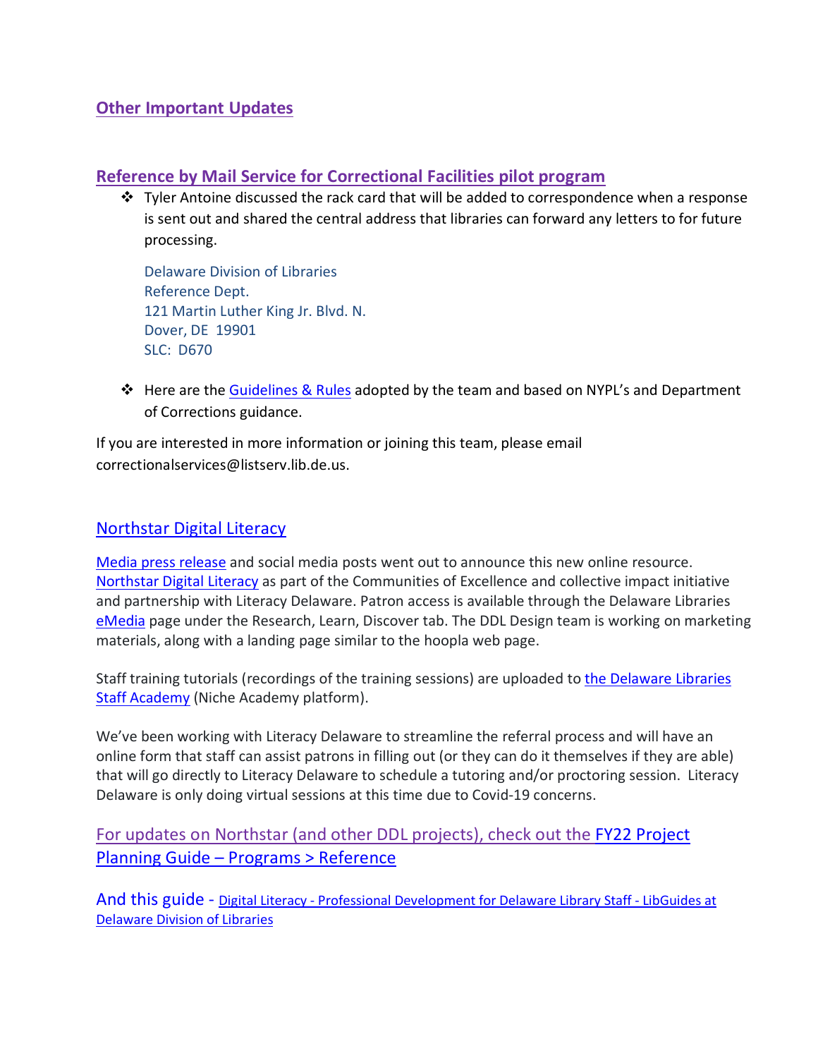## Other Important Updates

### Reference by Mail Service for Correctional Facilities pilot program

- Tyler Antoine discussed the rack card that will be added to correspondence when a response is sent out and shared the central address that libraries can forward any letters to for future processing.

  Delaware Division of Libraries
  Reference Dept.
  121 Martin Luther King Jr. Blvd. N.
  Dover, DE 19901
  SLC: D670

- Here are the Guidelines & Rules adopted by the team and based on NYPL's and Department of Corrections guidance.

If you are interested in more information or joining this team, please email correctionalservices@listserv.lib.de.us.

### Northstar Digital Literacy

Media press release and social media posts went out to announce this new online resource. Northstar Digital Literacy as part of the Communities of Excellence and collective impact initiative and partnership with Literacy Delaware. Patron access is available through the Delaware Libraries eMedia page under the Research, Learn, Discover tab. The DDL Design team is working on marketing materials, along with a landing page similar to the hoopla web page.

Staff training tutorials (recordings of the training sessions) are uploaded to the Delaware Libraries Staff Academy (Niche Academy platform).

We've been working with Literacy Delaware to streamline the referral process and will have an online form that staff can assist patrons in filling out (or they can do it themselves if they are able) that will go directly to Literacy Delaware to schedule a tutoring and/or proctoring session. Literacy Delaware is only doing virtual sessions at this time due to Covid-19 concerns.

For updates on Northstar (and other DDL projects), check out the FY22 Project Planning Guide – Programs > Reference

And this guide - Digital Literacy - Professional Development for Delaware Library Staff - LibGuides at Delaware Division of Libraries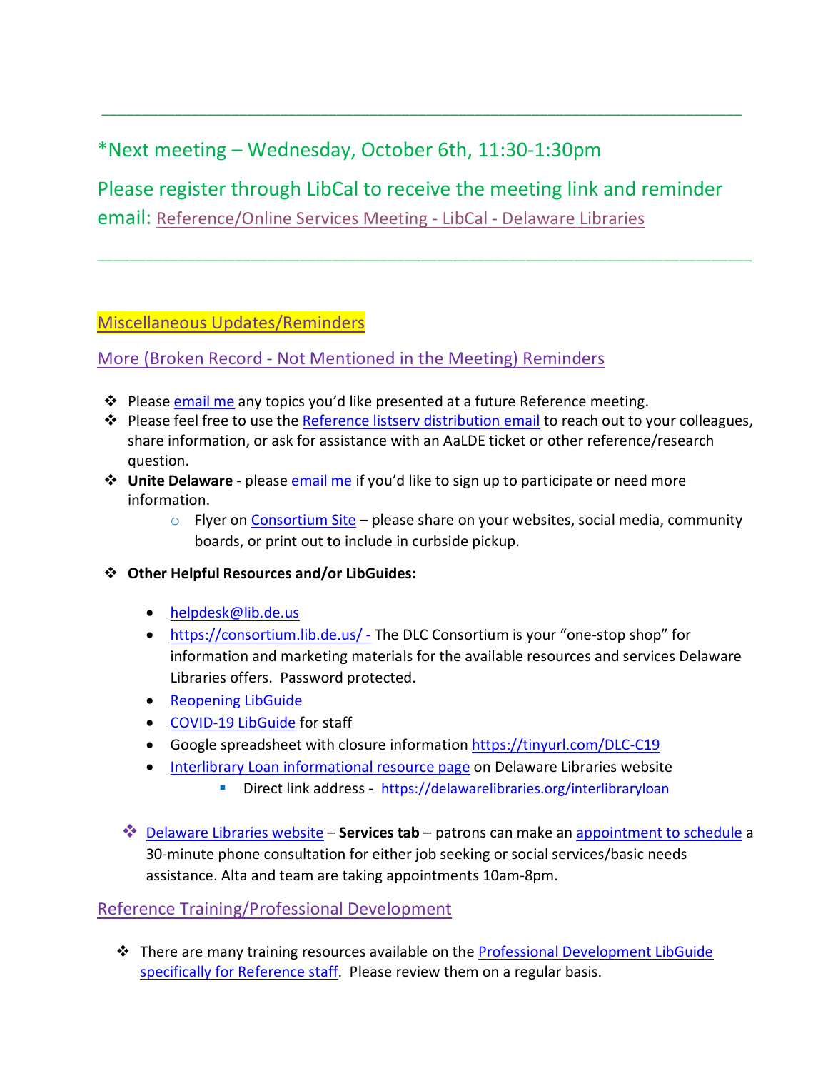---

*Next meeting – Wednesday, October 6th, 11:30-1:30pm

Please register through LibCal to receive the meeting link and reminder email: Reference/Online Services Meeting - LibCal - Delaware Libraries

---

## Miscellaneous Updates/Reminders

### More (Broken Record - Not Mentioned in the Meeting) Reminders

- Please email me any topics you'd like presented at a future Reference meeting.
- Please feel free to use the Reference listserv distribution email to reach out to your colleagues, share information, or ask for assistance with an AaLDE ticket or other reference/research question.
- **Unite Delaware** - please email me if you'd like to sign up to participate or need more information.
  - Flyer on Consortium Site – please share on your websites, social media, community boards, or print out to include in curbside pickup.
- **Other Helpful Resources and/or LibGuides:**
  - helpdesk@lib.de.us
  - https://consortium.lib.de.us/ - The DLC Consortium is your "one-stop shop" for information and marketing materials for the available resources and services Delaware Libraries offers. Password protected.
  - Reopening LibGuide
  - COVID-19 LibGuide for staff
  - Google spreadsheet with closure information https://tinyurl.com/DLC-C19
  - Interlibrary Loan informational resource page on Delaware Libraries website
    - Direct link address - https://delawarelibraries.org/interlibraryloan
- Delaware Libraries website – **Services tab** – patrons can make an appointment to schedule a 30-minute phone consultation for either job seeking or social services/basic needs assistance. Alta and team are taking appointments 10am-8pm.

### Reference Training/Professional Development

- There are many training resources available on the Professional Development LibGuide specifically for Reference staff. Please review them on a regular basis.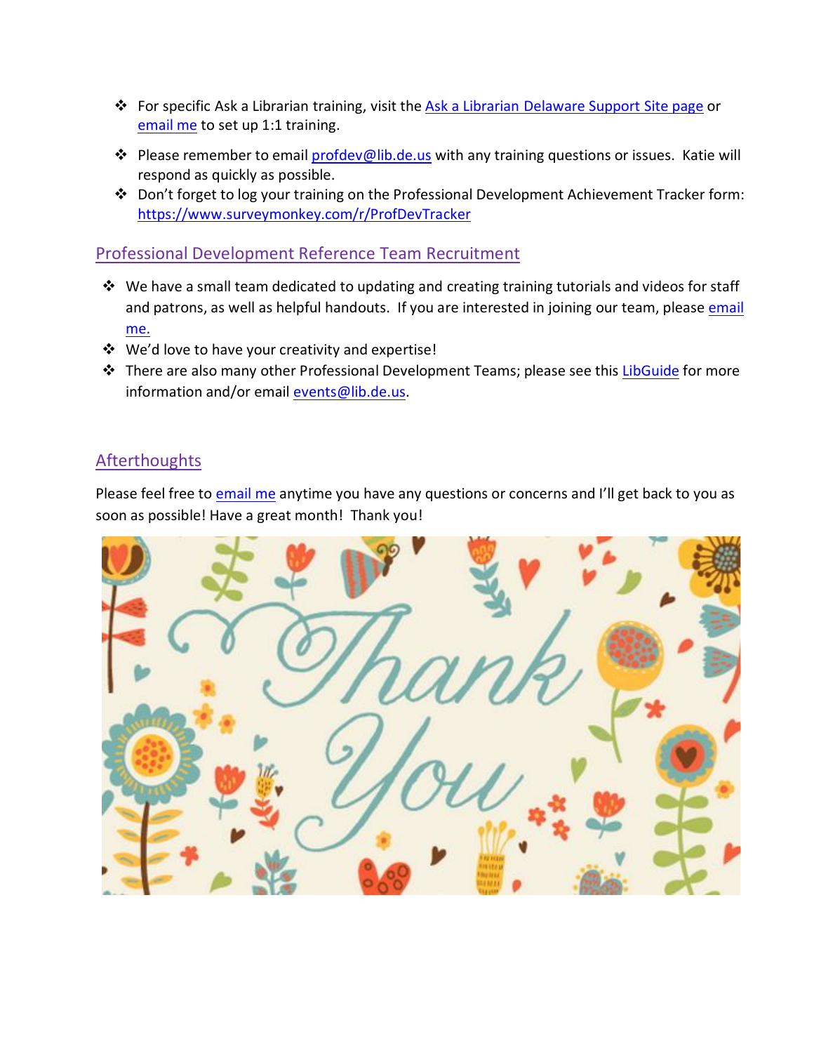- For specific Ask a Librarian training, visit the Ask a Librarian Delaware Support Site page or email me to set up 1:1 training.
- Please remember to email profdev@lib.de.us with any training questions or issues. Katie will respond as quickly as possible.
- Don't forget to log your training on the Professional Development Achievement Tracker form: https://www.surveymonkey.com/r/ProfDevTracker

## Professional Development Reference Team Recruitment

- We have a small team dedicated to updating and creating training tutorials and videos for staff and patrons, as well as helpful handouts. If you are interested in joining our team, please email me.
- We'd love to have your creativity and expertise!
- There are also many other Professional Development Teams; please see this LibGuide for more information and/or email events@lib.de.us.

## Afterthoughts

Please feel free to email me anytime you have any questions or concerns and I'll get back to you as soon as possible! Have a great month! Thank you!